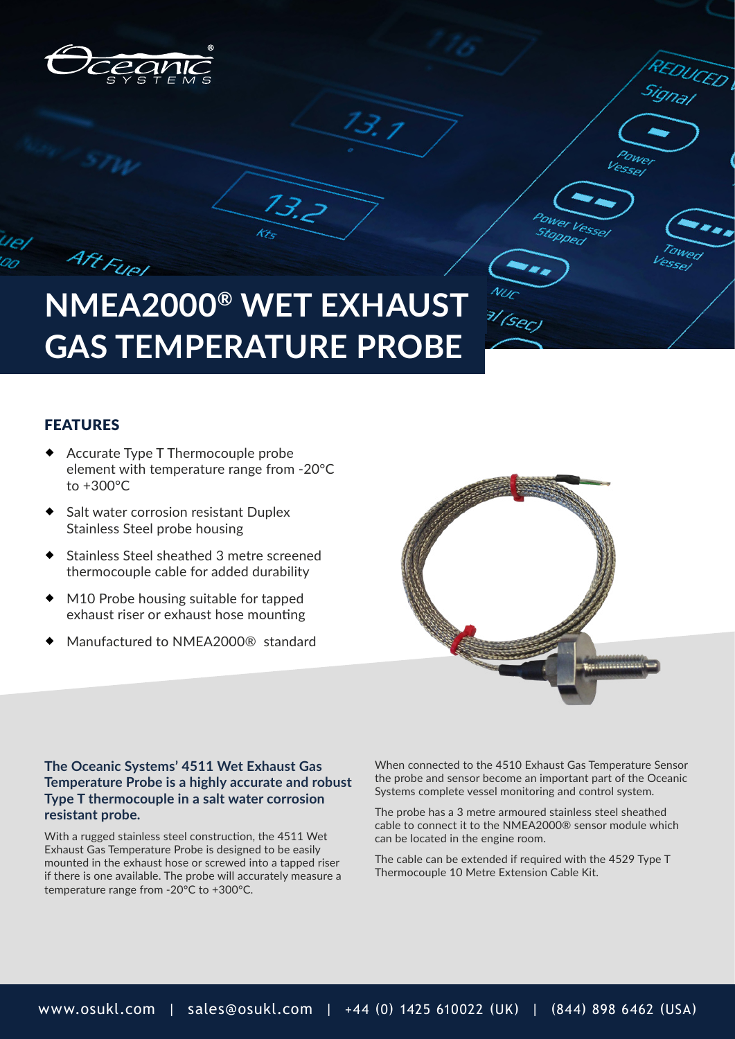# NMEA2000® WET EXHAUST GAS TEMPERATURE PROBE

## FEATURES

- Accurate Type T Thermocouple probe element with temperature range from -20°C to +300°C
- Salt water corrosion resistant Duplex Stainless Steel probe housing
- Stainless Steel sheathed 3 metre screened thermocouple cable for added durability
- M10 Probe housing suitable for tapped exhaust riser or exhaust hose mounting
- Manufactured to NMEA2000® standard

**The Oceanic Systems' 4511 Wet Exhaust Gas Temperature Probe is a highly accurate and robust Type T thermocouple in a salt water corrosion resistant probe.**

With a rugged stainless steel construction, the 4511 Wet Exhaust Gas Temperature Probe is designed to be easily mounted in the exhaust hose or screwed into a tapped riser if there is one available. The probe will accurately measure a temperature range from -20°C to +300°C.

When connected to the 4510 Exhaust Gas Temperature Sensor the probe and sensor become an important part of the Oceanic Systems complete vessel monitoring and control system.

The probe has a 3 metre armoured stainless steel sheathed cable to connect it to the NMEA2000® sensor module which can be located in the engine room.

The cable can be extended if required with the 4529 Type T Thermocouple 10 Metre Extension Cable Kit.

www.osukl.com | sales@osukl.com | +44 (0) 1425 610022 (UK) | (844) 898 6462 (USA)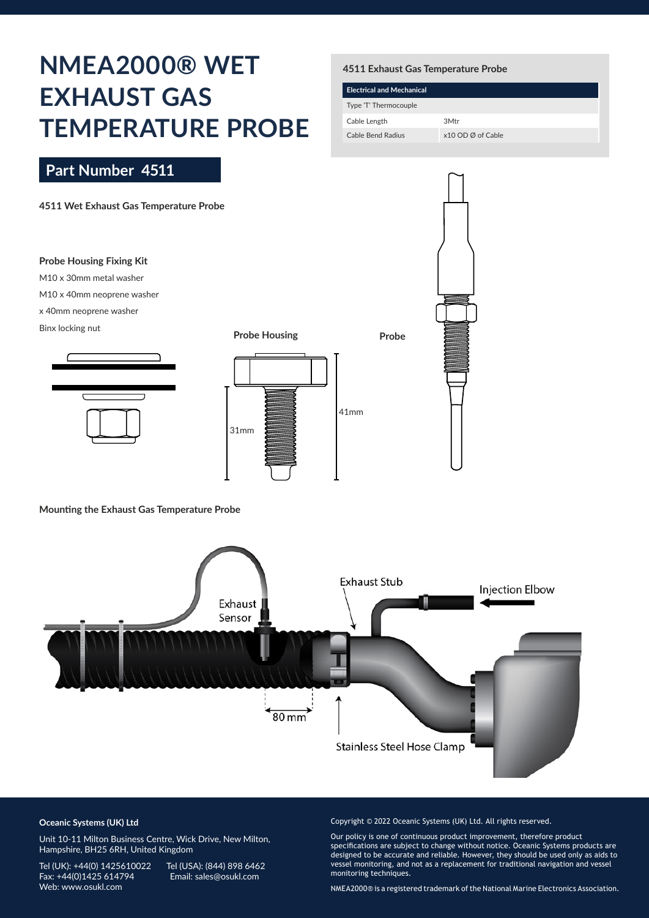# NMEA2000® WET EXHAUST GAS TEMPERATURE PROBE

## Part Number 4511

**4511 Exhaust Gas Temperature Probe**

| Electrical and Mechanical | |
|---|---|
| Type 'T' Thermocouple | |
| Cable Length | 3Mtr |
| Cable Bend Radius | x10 OD Ø of Cable |

**4511 Wet Exhaust Gas Temperature Probe**

**Probe Housing Fixing Kit**

M10 x 30mm metal washer

M10 x 40mm neoprene washer

x 40mm neoprene washer

Binx locking nut

**Probe Housing**

**Probe**

41mm

31mm

**Mounting the Exhaust Gas Temperature Probe**

Exhaust Sensor

Exhaust Stub

Injection Elbow

80 mm

Stainless Steel Hose Clamp

**Oceanic Systems (UK) Ltd**

Unit 10-11 Milton Business Centre, Wick Drive, New Milton, Hampshire, BH25 6RH, United Kingdom

Tel (UK): +44(0) 1425610022
Fax: +44(0)1425 614794
Web: www.osukl.com

Tel (USA): (844) 898 6462
Email: sales@osukl.com

Copyright © 2022 Oceanic Systems (UK) Ltd. All rights reserved.

Our policy is one of continuous product improvement, therefore product specifications are subject to change without notice. Oceanic Systems products are designed to be accurate and reliable. However, they should be used only as aids to vessel monitoring, and not as a replacement for traditional navigation and vessel monitoring techniques.

NMEA2000® is a registered trademark of the National Marine Electronics Association.